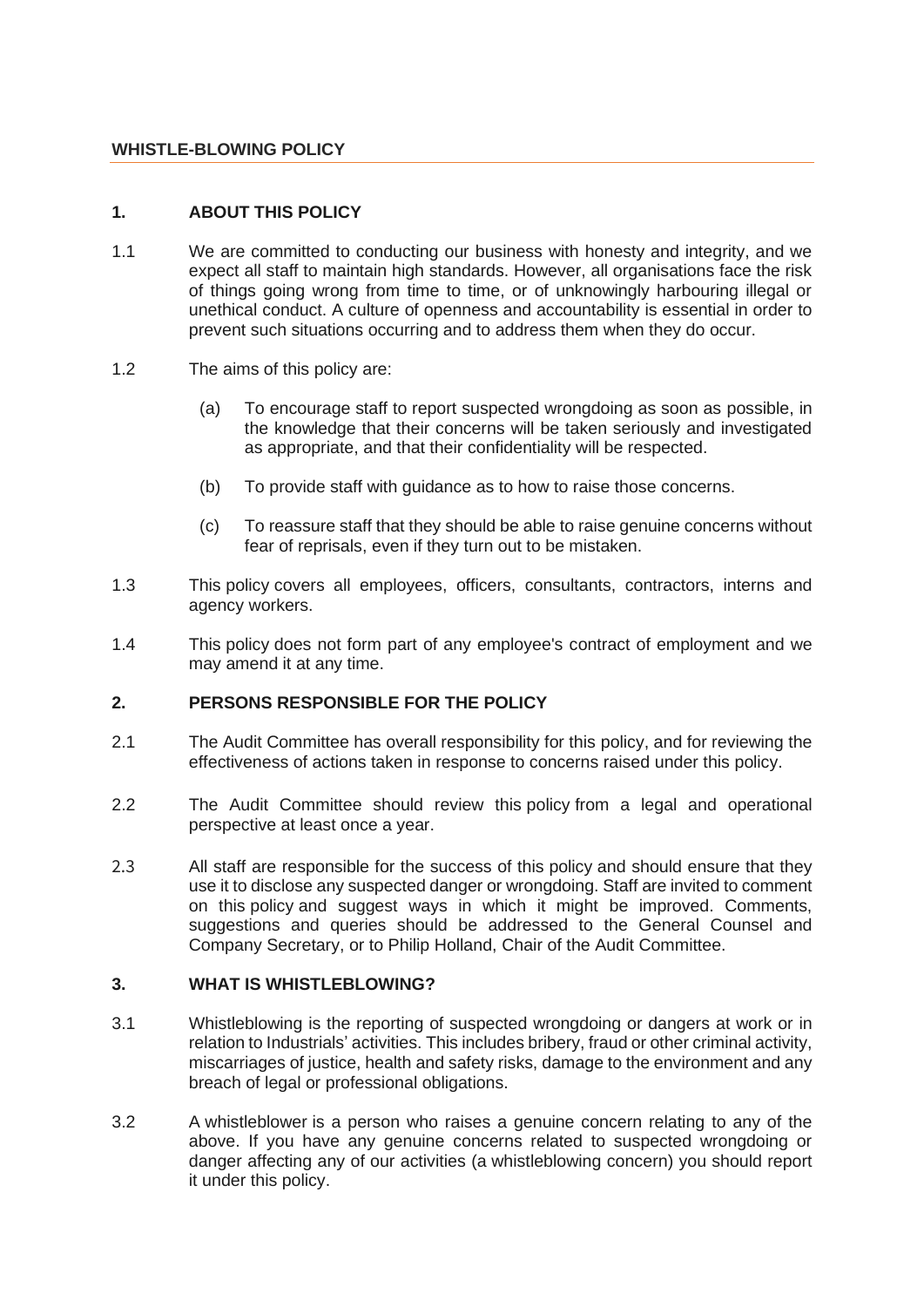# WHISTLE-BLOWING POLICY

## 1. ABOUT THIS POLICY

1.1 We are committed to conducting our business with honesty and integrity, and we expect all staff to maintain high standards. However, all organisations face the risk of things going wrong from time to time, or of unknowingly harbouring illegal or unethical conduct. A culture of openness and accountability is essential in order to prevent such situations occurring and to address them when they do occur.

1.2 The aims of this policy are:

- (a) To encourage staff to report suspected wrongdoing as soon as possible, in the knowledge that their concerns will be taken seriously and investigated as appropriate, and that their confidentiality will be respected.
- (b) To provide staff with guidance as to how to raise those concerns.
- (c) To reassure staff that they should be able to raise genuine concerns without fear of reprisals, even if they turn out to be mistaken.

1.3 This policy covers all employees, officers, consultants, contractors, interns and agency workers.

1.4 This policy does not form part of any employee's contract of employment and we may amend it at any time.

## 2. PERSONS RESPONSIBLE FOR THE POLICY

2.1 The Audit Committee has overall responsibility for this policy, and for reviewing the effectiveness of actions taken in response to concerns raised under this policy.

2.2 The Audit Committee should review this policy from a legal and operational perspective at least once a year.

2.3 All staff are responsible for the success of this policy and should ensure that they use it to disclose any suspected danger or wrongdoing. Staff are invited to comment on this policy and suggest ways in which it might be improved. Comments, suggestions and queries should be addressed to the General Counsel and Company Secretary, or to Philip Holland, Chair of the Audit Committee.

## 3. WHAT IS WHISTLEBLOWING?

3.1 Whistleblowing is the reporting of suspected wrongdoing or dangers at work or in relation to Industrials' activities. This includes bribery, fraud or other criminal activity, miscarriages of justice, health and safety risks, damage to the environment and any breach of legal or professional obligations.

3.2 A whistleblower is a person who raises a genuine concern relating to any of the above. If you have any genuine concerns related to suspected wrongdoing or danger affecting any of our activities (a whistleblowing concern) you should report it under this policy.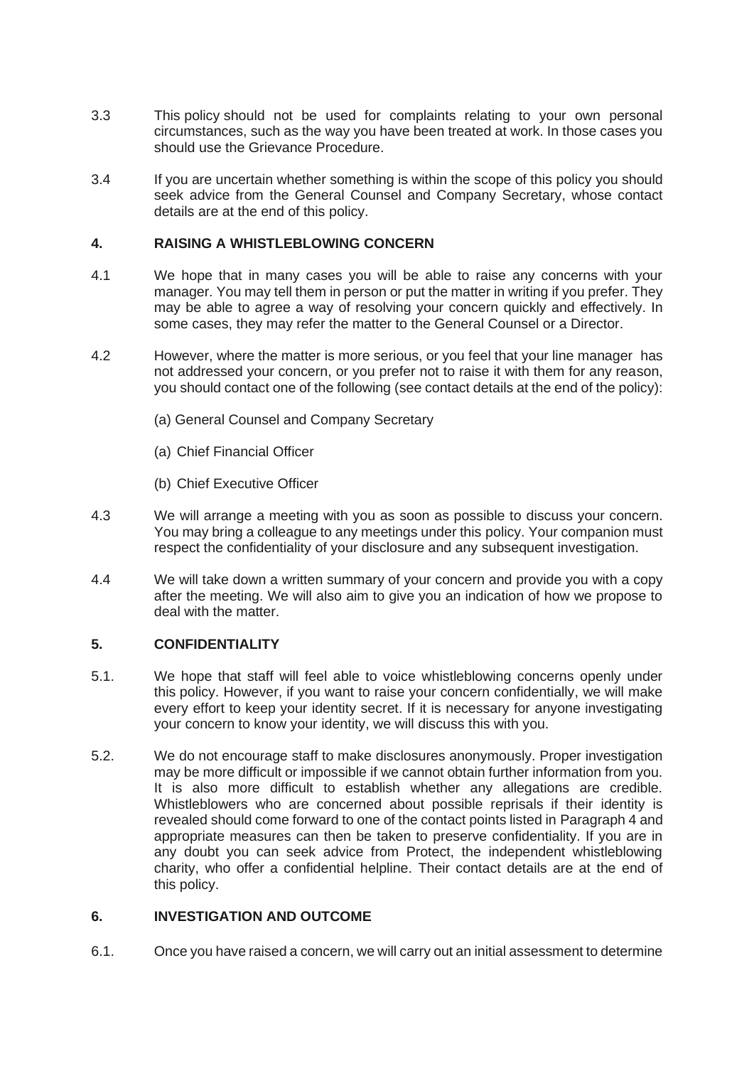3.3 This policy should not be used for complaints relating to your own personal circumstances, such as the way you have been treated at work. In those cases you should use the Grievance Procedure.

3.4 If you are uncertain whether something is within the scope of this policy you should seek advice from the General Counsel and Company Secretary, whose contact details are at the end of this policy.

## 4. RAISING A WHISTLEBLOWING CONCERN

4.1 We hope that in many cases you will be able to raise any concerns with your manager. You may tell them in person or put the matter in writing if you prefer. They may be able to agree a way of resolving your concern quickly and effectively. In some cases, they may refer the matter to the General Counsel or a Director.

4.2 However, where the matter is more serious, or you feel that your line manager has not addressed your concern, or you prefer not to raise it with them for any reason, you should contact one of the following (see contact details at the end of the policy):

(a) General Counsel and Company Secretary

(a) Chief Financial Officer

(b) Chief Executive Officer

4.3 We will arrange a meeting with you as soon as possible to discuss your concern. You may bring a colleague to any meetings under this policy. Your companion must respect the confidentiality of your disclosure and any subsequent investigation.

4.4 We will take down a written summary of your concern and provide you with a copy after the meeting. We will also aim to give you an indication of how we propose to deal with the matter.

## 5. CONFIDENTIALITY

5.1. We hope that staff will feel able to voice whistleblowing concerns openly under this policy. However, if you want to raise your concern confidentially, we will make every effort to keep your identity secret. If it is necessary for anyone investigating your concern to know your identity, we will discuss this with you.

5.2. We do not encourage staff to make disclosures anonymously. Proper investigation may be more difficult or impossible if we cannot obtain further information from you. It is also more difficult to establish whether any allegations are credible. Whistleblowers who are concerned about possible reprisals if their identity is revealed should come forward to one of the contact points listed in Paragraph 4 and appropriate measures can then be taken to preserve confidentiality. If you are in any doubt you can seek advice from Protect, the independent whistleblowing charity, who offer a confidential helpline. Their contact details are at the end of this policy.

## 6. INVESTIGATION AND OUTCOME

6.1. Once you have raised a concern, we will carry out an initial assessment to determine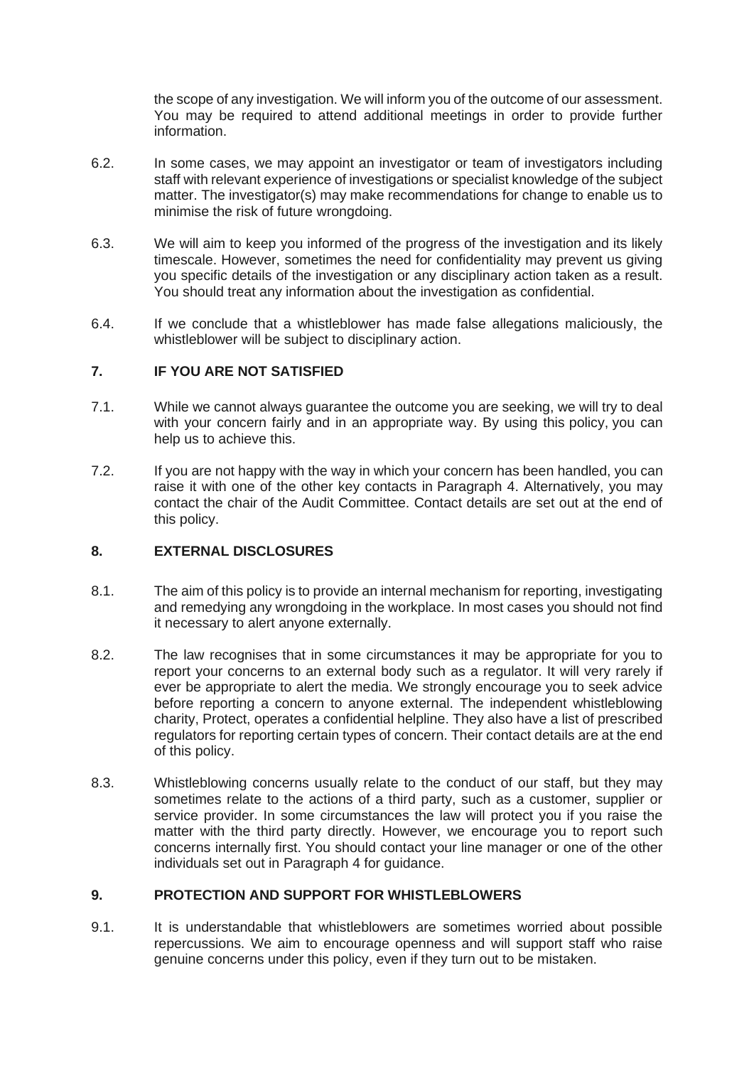the scope of any investigation. We will inform you of the outcome of our assessment. You may be required to attend additional meetings in order to provide further information.

6.2. In some cases, we may appoint an investigator or team of investigators including staff with relevant experience of investigations or specialist knowledge of the subject matter. The investigator(s) may make recommendations for change to enable us to minimise the risk of future wrongdoing.

6.3. We will aim to keep you informed of the progress of the investigation and its likely timescale. However, sometimes the need for confidentiality may prevent us giving you specific details of the investigation or any disciplinary action taken as a result. You should treat any information about the investigation as confidential.

6.4. If we conclude that a whistleblower has made false allegations maliciously, the whistleblower will be subject to disciplinary action.

## 7. IF YOU ARE NOT SATISFIED

7.1. While we cannot always guarantee the outcome you are seeking, we will try to deal with your concern fairly and in an appropriate way. By using this policy, you can help us to achieve this.

7.2. If you are not happy with the way in which your concern has been handled, you can raise it with one of the other key contacts in Paragraph 4. Alternatively, you may contact the chair of the Audit Committee. Contact details are set out at the end of this policy.

## 8. EXTERNAL DISCLOSURES

8.1. The aim of this policy is to provide an internal mechanism for reporting, investigating and remedying any wrongdoing in the workplace. In most cases you should not find it necessary to alert anyone externally.

8.2. The law recognises that in some circumstances it may be appropriate for you to report your concerns to an external body such as a regulator. It will very rarely if ever be appropriate to alert the media. We strongly encourage you to seek advice before reporting a concern to anyone external. The independent whistleblowing charity, Protect, operates a confidential helpline. They also have a list of prescribed regulators for reporting certain types of concern. Their contact details are at the end of this policy.

8.3. Whistleblowing concerns usually relate to the conduct of our staff, but they may sometimes relate to the actions of a third party, such as a customer, supplier or service provider. In some circumstances the law will protect you if you raise the matter with the third party directly. However, we encourage you to report such concerns internally first. You should contact your line manager or one of the other individuals set out in Paragraph 4 for guidance.

## 9. PROTECTION AND SUPPORT FOR WHISTLEBLOWERS

9.1. It is understandable that whistleblowers are sometimes worried about possible repercussions. We aim to encourage openness and will support staff who raise genuine concerns under this policy, even if they turn out to be mistaken.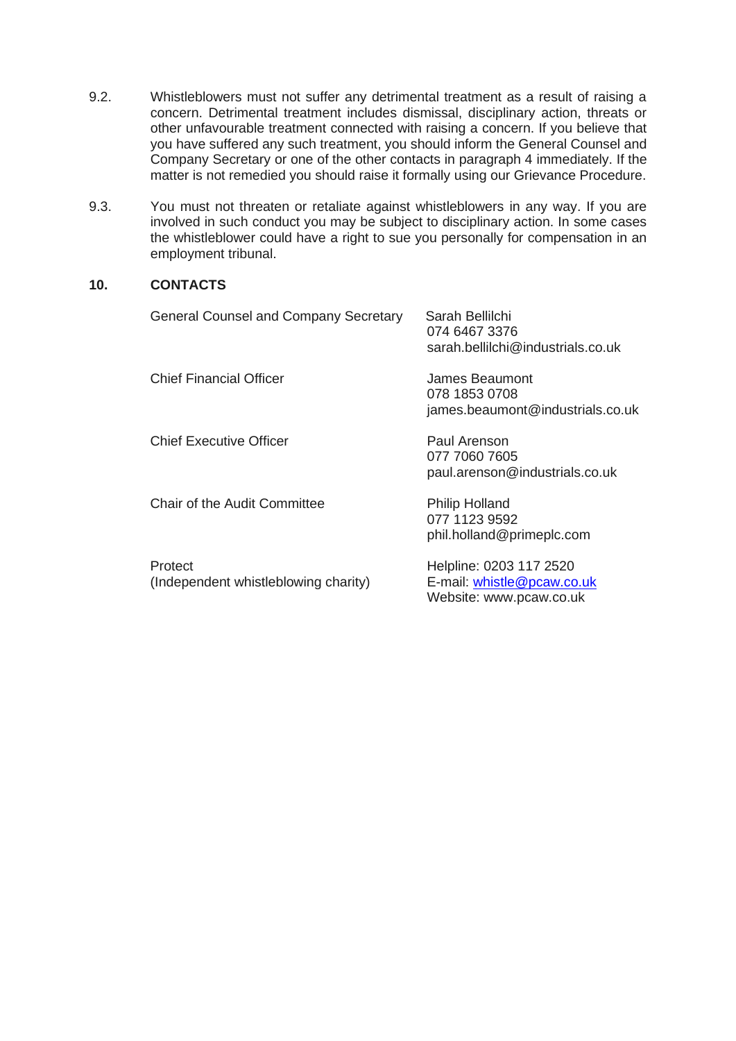9.2. Whistleblowers must not suffer any detrimental treatment as a result of raising a concern. Detrimental treatment includes dismissal, disciplinary action, threats or other unfavourable treatment connected with raising a concern. If you believe that you have suffered any such treatment, you should inform the General Counsel and Company Secretary or one of the other contacts in paragraph 4 immediately. If the matter is not remedied you should raise it formally using our Grievance Procedure.

9.3. You must not threaten or retaliate against whistleblowers in any way. If you are involved in such conduct you may be subject to disciplinary action. In some cases the whistleblower could have a right to sue you personally for compensation in an employment tribunal.

## 10. CONTACTS

| | |
|---|---|
| General Counsel and Company Secretary | Sarah Bellilchi<br>074 6467 3376<br>sarah.bellilchi@industrials.co.uk |
| Chief Financial Officer | James Beaumont<br>078 1853 0708<br>james.beaumont@industrials.co.uk |
| Chief Executive Officer | Paul Arenson<br>077 7060 7605<br>paul.arenson@industrials.co.uk |
| Chair of the Audit Committee | Philip Holland<br>077 1123 9592<br>phil.holland@primeplc.com |
| Protect<br>(Independent whistleblowing charity) | Helpline: 0203 117 2520<br>E-mail: whistle@pcaw.co.uk<br>Website: www.pcaw.co.uk |